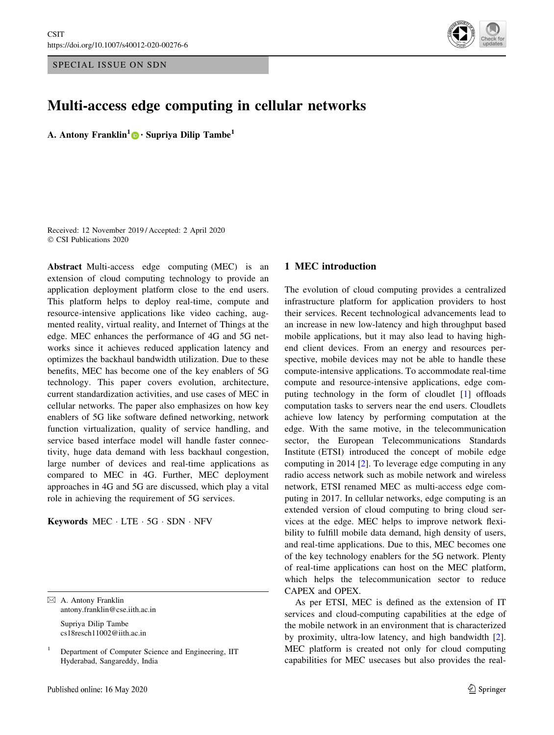SPECIAL ISSUE ON SDN

# Multi-access edge computing in cellular networks

**A. Antony Franklin[1] · Supriya Dilip Tambe[1]**

Received: 12 November 2019 / Accepted: 2 April 2020
© CSI Publications 2020

**Abstract** Multi-access edge computing (MEC) is an extension of cloud computing technology to provide an application deployment platform close to the end users. This platform helps to deploy real-time, compute and resource-intensive applications like video caching, augmented reality, virtual reality, and Internet of Things at the edge. MEC enhances the performance of 4G and 5G networks since it achieves reduced application latency and optimizes the backhaul bandwidth utilization. Due to these benefits, MEC has become one of the key enablers of 5G technology. This paper covers evolution, architecture, current standardization activities, and use cases of MEC in cellular networks. The paper also emphasizes on how key enablers of 5G like software defined networking, network function virtualization, quality of service handling, and service based interface model will handle faster connectivity, huge data demand with less backhaul congestion, large number of devices and real-time applications as compared to MEC in 4G. Further, MEC deployment approaches in 4G and 5G are discussed, which play a vital role in achieving the requirement of 5G services.

**Keywords** MEC · LTE · 5G · SDN · NFV

✉ A. Antony Franklin
antony.franklin@cse.iith.ac.in

Supriya Dilip Tambe
cs18resch11002@iith.ac.in

[1] Department of Computer Science and Engineering, IIT Hyderabad, Sangareddy, India

## 1 MEC introduction

The evolution of cloud computing provides a centralized infrastructure platform for application providers to host their services. Recent technological advancements lead to an increase in new low-latency and high throughput based mobile applications, but it may also lead to having high-end client devices. From an energy and resources perspective, mobile devices may not be able to handle these compute-intensive applications. To accommodate real-time compute and resource-intensive applications, edge computing technology in the form of cloudlet [1] offloads computation tasks to servers near the end users. Cloudlets achieve low latency by performing computation at the edge. With the same motive, in the telecommunication sector, the European Telecommunications Standards Institute (ETSI) introduced the concept of mobile edge computing in 2014 [2]. To leverage edge computing in any radio access network such as mobile network and wireless network, ETSI renamed MEC as multi-access edge computing in 2017. In cellular networks, edge computing is an extended version of cloud computing to bring cloud services at the edge. MEC helps to improve network flexibility to fulfill mobile data demand, high density of users, and real-time applications. Due to this, MEC becomes one of the key technology enablers for the 5G network. Plenty of real-time applications can host on the MEC platform, which helps the telecommunication sector to reduce CAPEX and OPEX.

As per ETSI, MEC is defined as the extension of IT services and cloud-computing capabilities at the edge of the mobile network in an environment that is characterized by proximity, ultra-low latency, and high bandwidth [2]. MEC platform is created not only for cloud computing capabilities for MEC usecases but also provides the real-

Published online: 16 May 2020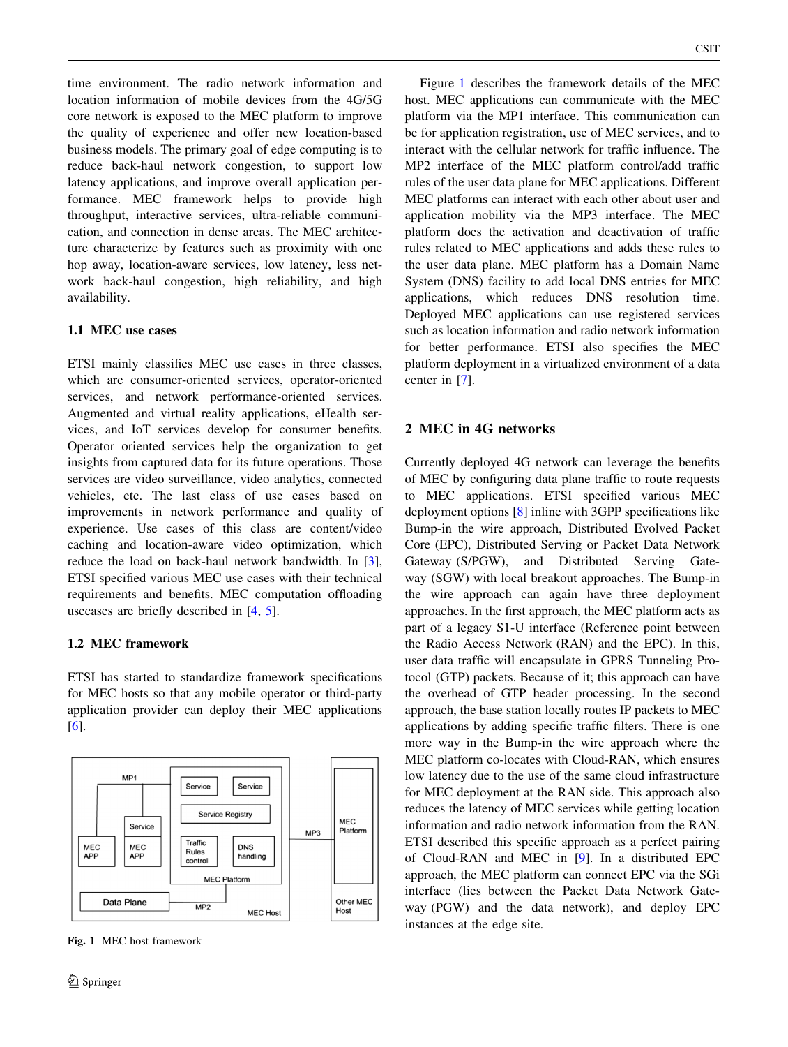time environment. The radio network information and location information of mobile devices from the 4G/5G core network is exposed to the MEC platform to improve the quality of experience and offer new location-based business models. The primary goal of edge computing is to reduce back-haul network congestion, to support low latency applications, and improve overall application performance. MEC framework helps to provide high throughput, interactive services, ultra-reliable communication, and connection in dense areas. The MEC architecture characterize by features such as proximity with one hop away, location-aware services, low latency, less network back-haul congestion, high reliability, and high availability.

### 1.1 MEC use cases

ETSI mainly classifies MEC use cases in three classes, which are consumer-oriented services, operator-oriented services, and network performance-oriented services. Augmented and virtual reality applications, eHealth services, and IoT services develop for consumer benefits. Operator oriented services help the organization to get insights from captured data for its future operations. Those services are video surveillance, video analytics, connected vehicles, etc. The last class of use cases based on improvements in network performance and quality of experience. Use cases of this class are content/video caching and location-aware video optimization, which reduce the load on back-haul network bandwidth. In [3], ETSI specified various MEC use cases with their technical requirements and benefits. MEC computation offloading usecases are briefly described in [4, 5].

### 1.2 MEC framework

ETSI has started to standardize framework specifications for MEC hosts so that any mobile operator or third-party application provider can deploy their MEC applications [6].

MP1
Service
Service
Service Registry
Service
MEC APP
MEC APP
Traffic Rules control
DNS handling
MEC Platform
MP3
MEC Platform
Data Plane
MP2
MEC Host
Other MEC Host

**Fig. 1** MEC host framework

Figure 1 describes the framework details of the MEC host. MEC applications can communicate with the MEC platform via the MP1 interface. This communication can be for application registration, use of MEC services, and to interact with the cellular network for traffic influence. The MP2 interface of the MEC platform control/add traffic rules of the user data plane for MEC applications. Different MEC platforms can interact with each other about user and application mobility via the MP3 interface. The MEC platform does the activation and deactivation of traffic rules related to MEC applications and adds these rules to the user data plane. MEC platform has a Domain Name System (DNS) facility to add local DNS entries for MEC applications, which reduces DNS resolution time. Deployed MEC applications can use registered services such as location information and radio network information for better performance. ETSI also specifies the MEC platform deployment in a virtualized environment of a data center in [7].

## 2 MEC in 4G networks

Currently deployed 4G network can leverage the benefits of MEC by configuring data plane traffic to route requests to MEC applications. ETSI specified various MEC deployment options [8] inline with 3GPP specifications like Bump-in the wire approach, Distributed Evolved Packet Core (EPC), Distributed Serving or Packet Data Network Gateway (S/PGW), and Distributed Serving Gateway (SGW) with local breakout approaches. The Bump-in the wire approach can again have three deployment approaches. In the first approach, the MEC platform acts as part of a legacy S1-U interface (Reference point between the Radio Access Network (RAN) and the EPC). In this, user data traffic will encapsulate in GPRS Tunneling Protocol (GTP) packets. Because of it; this approach can have the overhead of GTP header processing. In the second approach, the base station locally routes IP packets to MEC applications by adding specific traffic filters. There is one more way in the Bump-in the wire approach where the MEC platform co-locates with Cloud-RAN, which ensures low latency due to the use of the same cloud infrastructure for MEC deployment at the RAN side. This approach also reduces the latency of MEC services while getting location information and radio network information from the RAN. ETSI described this specific approach as a perfect pairing of Cloud-RAN and MEC in [9]. In a distributed EPC approach, the MEC platform can connect EPC via the SGi interface (lies between the Packet Data Network Gateway (PGW) and the data network), and deploy EPC instances at the edge site.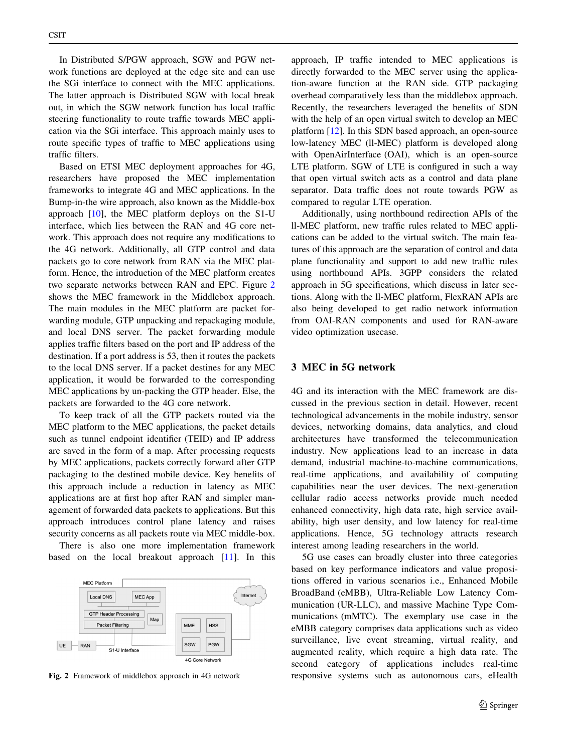In Distributed S/PGW approach, SGW and PGW network functions are deployed at the edge site and can use the SGi interface to connect with the MEC applications. The latter approach is Distributed SGW with local break out, in which the SGW network function has local traffic steering functionality to route traffic towards MEC application via the SGi interface. This approach mainly uses to route specific types of traffic to MEC applications using traffic filters.

Based on ETSI MEC deployment approaches for 4G, researchers have proposed the MEC implementation frameworks to integrate 4G and MEC applications. In the Bump-in-the wire approach, also known as the Middle-box approach [10], the MEC platform deploys on the S1-U interface, which lies between the RAN and 4G core network. This approach does not require any modifications to the 4G network. Additionally, all GTP control and data packets go to core network from RAN via the MEC platform. Hence, the introduction of the MEC platform creates two separate networks between RAN and EPC. Figure 2 shows the MEC framework in the Middlebox approach. The main modules in the MEC platform are packet forwarding module, GTP unpacking and repackaging module, and local DNS server. The packet forwarding module applies traffic filters based on the port and IP address of the destination. If a port address is 53, then it routes the packets to the local DNS server. If a packet destines for any MEC application, it would be forwarded to the corresponding MEC applications by un-packing the GTP header. Else, the packets are forwarded to the 4G core network.

To keep track of all the GTP packets routed via the MEC platform to the MEC applications, the packet details such as tunnel endpoint identifier (TEID) and IP address are saved in the form of a map. After processing requests by MEC applications, packets correctly forward after GTP packaging to the destined mobile device. Key benefits of this approach include a reduction in latency as MEC applications are at first hop after RAN and simpler management of forwarded data packets to applications. But this approach introduces control plane latency and raises security concerns as all packets route via MEC middle-box.

There is also one more implementation framework based on the local breakout approach [11]. In this approach, IP traffic intended to MEC applications is directly forwarded to the MEC server using the application-aware function at the RAN side. GTP packaging overhead comparatively less than the middlebox approach. Recently, the researchers leveraged the benefits of SDN with the help of an open virtual switch to develop an MEC platform [12]. In this SDN based approach, an open-source low-latency MEC (ll-MEC) platform is developed along with OpenAirInterface (OAI), which is an open-source LTE platform. SGW of LTE is configured in such a way that open virtual switch acts as a control and data plane separator. Data traffic does not route towards PGW as compared to regular LTE operation.

Additionally, using northbound redirection APIs of the ll-MEC platform, new traffic rules related to MEC applications can be added to the virtual switch. The main features of this approach are the separation of control and data plane functionality and support to add new traffic rules using northbound APIs. 3GPP considers the related approach in 5G specifications, which discuss in later sections. Along with the ll-MEC platform, FlexRAN APIs are also being developed to get radio network information from OAI-RAN components and used for RAN-aware video optimization usecase.

MEC Platform
Local DNS
MEC App
GTP Header Processing
Map
Packet Filtering
Internet
MME
HSS
SGW
PGW
UE
RAN
S1-U Interface
4G Core Network

**Fig. 2** Framework of middlebox approach in 4G network

## 3 MEC in 5G network

4G and its interaction with the MEC framework are discussed in the previous section in detail. However, recent technological advancements in the mobile industry, sensor devices, networking domains, data analytics, and cloud architectures have transformed the telecommunication industry. New applications lead to an increase in data demand, industrial machine-to-machine communications, real-time applications, and availability of computing capabilities near the user devices. The next-generation cellular radio access networks provide much needed enhanced connectivity, high data rate, high service availability, high user density, and low latency for real-time applications. Hence, 5G technology attracts research interest among leading researchers in the world.

5G use cases can broadly cluster into three categories based on key performance indicators and value propositions offered in various scenarios i.e., Enhanced Mobile BroadBand (eMBB), Ultra-Reliable Low Latency Communication (UR-LLC), and massive Machine Type Communications (mMTC). The exemplary use case in the eMBB category comprises data applications such as video surveillance, live event streaming, virtual reality, and augmented reality, which require a high data rate. The second category of applications includes real-time responsive systems such as autonomous cars, eHealth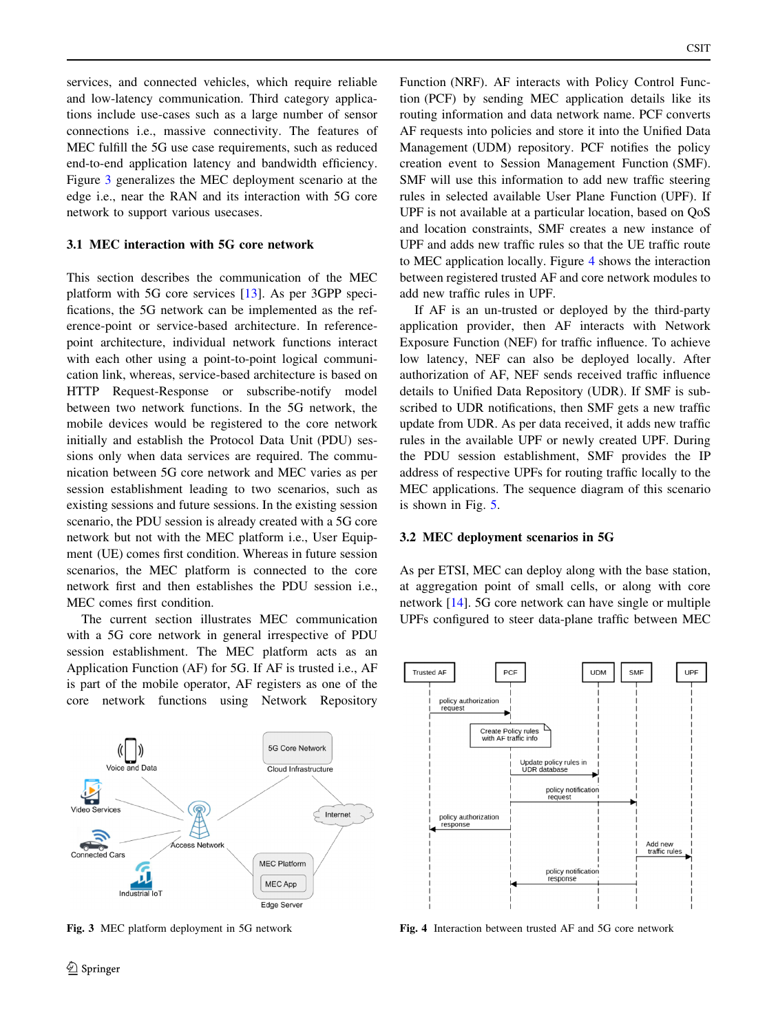services, and connected vehicles, which require reliable and low-latency communication. Third category applications include use-cases such as a large number of sensor connections i.e., massive connectivity. The features of MEC fulfill the 5G use case requirements, such as reduced end-to-end application latency and bandwidth efficiency. Figure 3 generalizes the MEC deployment scenario at the edge i.e., near the RAN and its interaction with 5G core network to support various usecases.

### 3.1 MEC interaction with 5G core network

This section describes the communication of the MEC platform with 5G core services [13]. As per 3GPP specifications, the 5G network can be implemented as the reference-point or service-based architecture. In reference-point architecture, individual network functions interact with each other using a point-to-point logical communication link, whereas, service-based architecture is based on HTTP Request-Response or subscribe-notify model between two network functions. In the 5G network, the mobile devices would be registered to the core network initially and establish the Protocol Data Unit (PDU) sessions only when data services are required. The communication between 5G core network and MEC varies as per session establishment leading to two scenarios, such as existing sessions and future sessions. In the existing session scenario, the PDU session is already created with a 5G core network but not with the MEC platform i.e., User Equipment (UE) comes first condition. Whereas in future session scenarios, the MEC platform is connected to the core network first and then establishes the PDU session i.e., MEC comes first condition.

The current section illustrates MEC communication with a 5G core network in general irrespective of PDU session establishment. The MEC platform acts as an Application Function (AF) for 5G. If AF is trusted i.e., AF is part of the mobile operator, AF registers as one of the core network functions using Network Repository

Voice and Data
Video Services
Connected Cars
Industrial IoT
Access Network
5G Core Network
Cloud Infrastructure
Internet
MEC Platform
MEC App
Edge Server

Fig. 3 MEC platform deployment in 5G network

Function (NRF). AF interacts with Policy Control Function (PCF) by sending MEC application details like its routing information and data network name. PCF converts AF requests into policies and store it into the Unified Data Management (UDM) repository. PCF notifies the policy creation event to Session Management Function (SMF). SMF will use this information to add new traffic steering rules in selected available User Plane Function (UPF). If UPF is not available at a particular location, based on QoS and location constraints, SMF creates a new instance of UPF and adds new traffic rules so that the UE traffic route to MEC application locally. Figure 4 shows the interaction between registered trusted AF and core network modules to add new traffic rules in UPF.

If AF is an un-trusted or deployed by the third-party application provider, then AF interacts with Network Exposure Function (NEF) for traffic influence. To achieve low latency, NEF can also be deployed locally. After authorization of AF, NEF sends received traffic influence details to Unified Data Repository (UDR). If SMF is subscribed to UDR notifications, then SMF gets a new traffic update from UDR. As per data received, it adds new traffic rules in the available UPF or newly created UPF. During the PDU session establishment, SMF provides the IP address of respective UPFs for routing traffic locally to the MEC applications. The sequence diagram of this scenario is shown in Fig. 5.

### 3.2 MEC deployment scenarios in 5G

As per ETSI, MEC can deploy along with the base station, at aggregation point of small cells, or along with core network [14]. 5G core network can have single or multiple UPFs configured to steer data-plane traffic between MEC

Trusted AF
PCF
UDM
SMF
UPF
policy authorization request
Create Policy rules with AF traffic info
Update policy rules in UDR database
policy notification request
policy authorization response
Add new traffic rules
policy notification response

Fig. 4 Interaction between trusted AF and 5G core network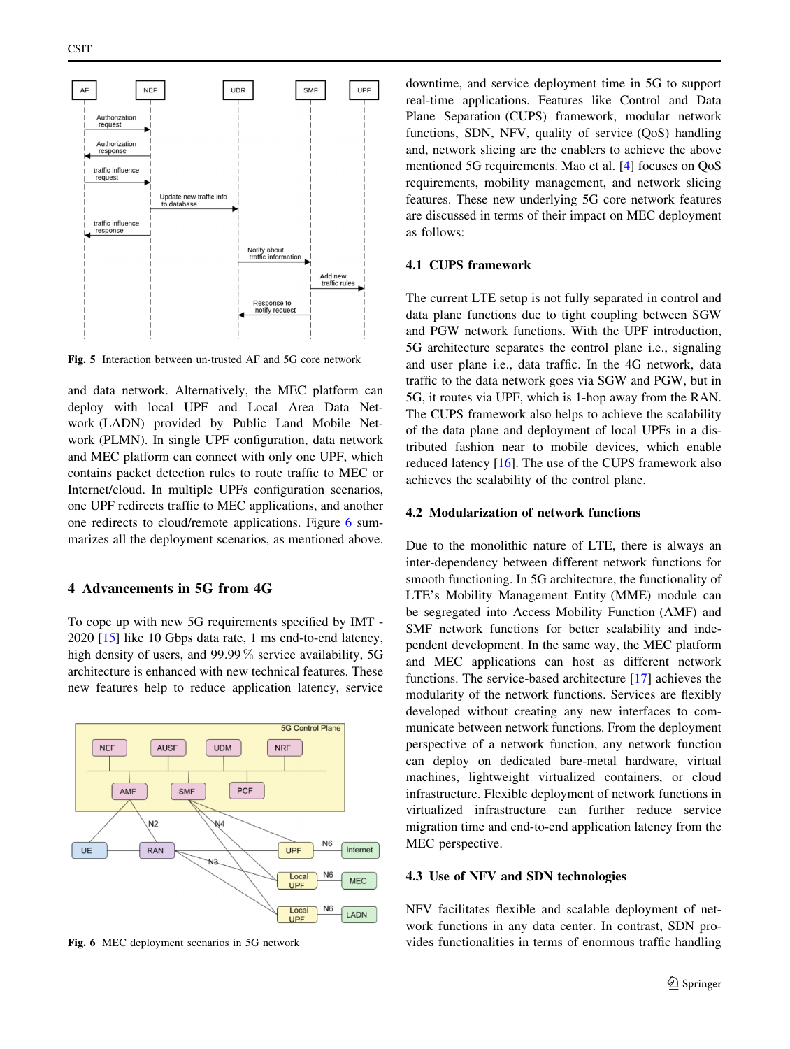Fig. 5 Interaction between un-trusted AF and 5G core network

and data network. Alternatively, the MEC platform can deploy with local UPF and Local Area Data Network (LADN) provided by Public Land Mobile Network (PLMN). In single UPF configuration, data network and MEC platform can connect with only one UPF, which contains packet detection rules to route traffic to MEC or Internet/cloud. In multiple UPFs configuration scenarios, one UPF redirects traffic to MEC applications, and another one redirects to cloud/remote applications. Figure 6 summarizes all the deployment scenarios, as mentioned above.

## 4 Advancements in 5G from 4G

To cope up with new 5G requirements specified by IMT - 2020 [15] like 10 Gbps data rate, 1 ms end-to-end latency, high density of users, and 99.99 % service availability, 5G architecture is enhanced with new technical features. These new features help to reduce application latency, service downtime, and service deployment time in 5G to support real-time applications. Features like Control and Data Plane Separation (CUPS) framework, modular network functions, SDN, NFV, quality of service (QoS) handling and, network slicing are the enablers to achieve the above mentioned 5G requirements. Mao et al. [4] focuses on QoS requirements, mobility management, and network slicing features. These new underlying 5G core network features are discussed in terms of their impact on MEC deployment as follows:

Fig. 6 MEC deployment scenarios in 5G network

### 4.1 CUPS framework

The current LTE setup is not fully separated in control and data plane functions due to tight coupling between SGW and PGW network functions. With the UPF introduction, 5G architecture separates the control plane i.e., signaling and user plane i.e., data traffic. In the 4G network, data traffic to the data network goes via SGW and PGW, but in 5G, it routes via UPF, which is 1-hop away from the RAN. The CUPS framework also helps to achieve the scalability of the data plane and deployment of local UPFs in a distributed fashion near to mobile devices, which enable reduced latency [16]. The use of the CUPS framework also achieves the scalability of the control plane.

### 4.2 Modularization of network functions

Due to the monolithic nature of LTE, there is always an inter-dependency between different network functions for smooth functioning. In 5G architecture, the functionality of LTE's Mobility Management Entity (MME) module can be segregated into Access Mobility Function (AMF) and SMF network functions for better scalability and independent development. In the same way, the MEC platform and MEC applications can host as different network functions. The service-based architecture [17] achieves the modularity of the network functions. Services are flexibly developed without creating any new interfaces to communicate between network functions. From the deployment perspective of a network function, any network function can deploy on dedicated bare-metal hardware, virtual machines, lightweight virtualized containers, or cloud infrastructure. Flexible deployment of network functions in virtualized infrastructure can further reduce service migration time and end-to-end application latency from the MEC perspective.

### 4.3 Use of NFV and SDN technologies

NFV facilitates flexible and scalable deployment of network functions in any data center. In contrast, SDN provides functionalities in terms of enormous traffic handling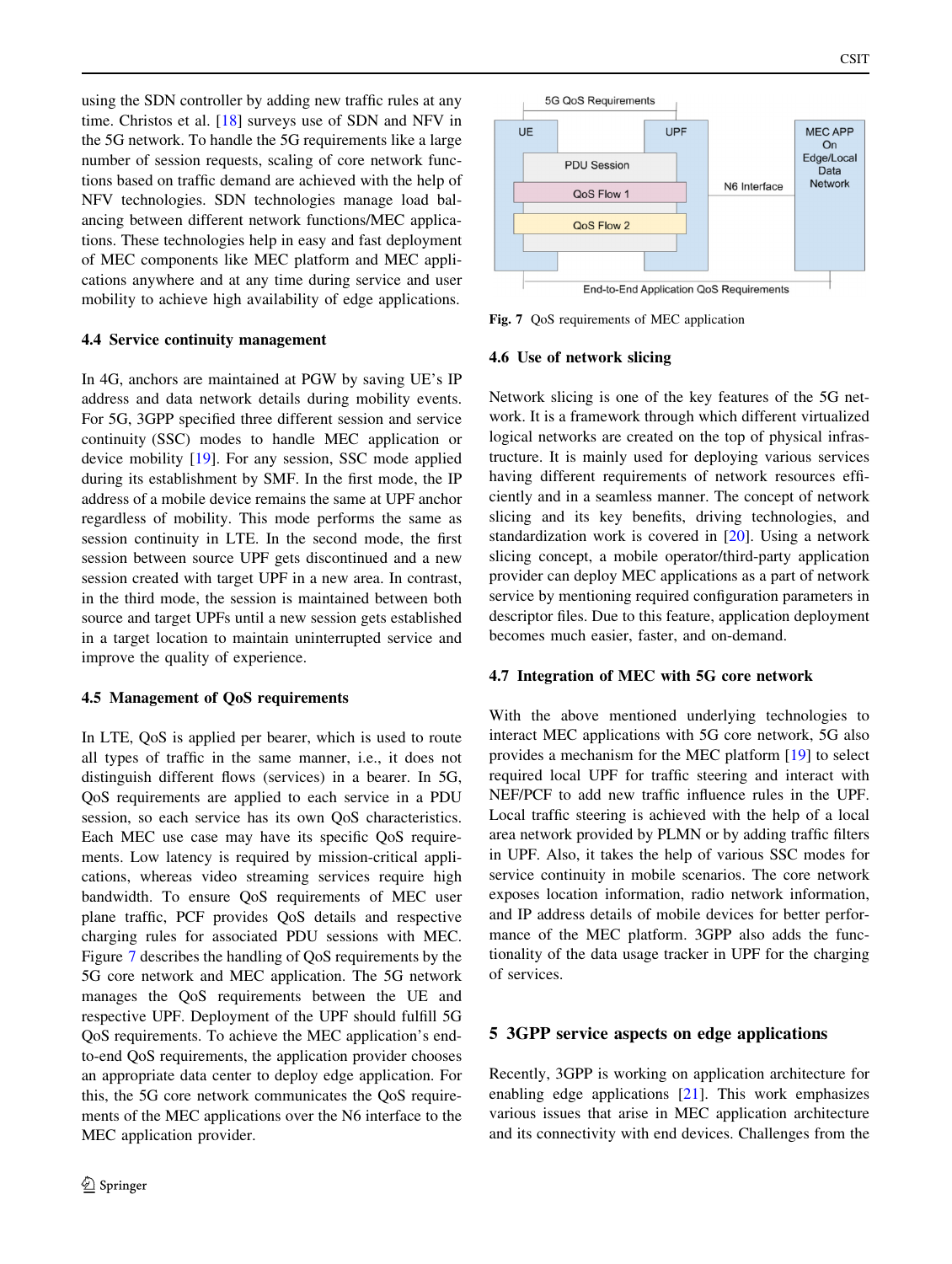using the SDN controller by adding new traffic rules at any time. Christos et al. [18] surveys use of SDN and NFV in the 5G network. To handle the 5G requirements like a large number of session requests, scaling of core network functions based on traffic demand are achieved with the help of NFV technologies. SDN technologies manage load balancing between different network functions/MEC applications. These technologies help in easy and fast deployment of MEC components like MEC platform and MEC applications anywhere and at any time during service and user mobility to achieve high availability of edge applications.

### 4.4 Service continuity management

In 4G, anchors are maintained at PGW by saving UE's IP address and data network details during mobility events. For 5G, 3GPP specified three different session and service continuity (SSC) modes to handle MEC application or device mobility [19]. For any session, SSC mode applied during its establishment by SMF. In the first mode, the IP address of a mobile device remains the same at UPF anchor regardless of mobility. This mode performs the same as session continuity in LTE. In the second mode, the first session between source UPF gets discontinued and a new session created with target UPF in a new area. In contrast, in the third mode, the session is maintained between both source and target UPFs until a new session gets established in a target location to maintain uninterrupted service and improve the quality of experience.

### 4.5 Management of QoS requirements

In LTE, QoS is applied per bearer, which is used to route all types of traffic in the same manner, i.e., it does not distinguish different flows (services) in a bearer. In 5G, QoS requirements are applied to each service in a PDU session, so each service has its own QoS characteristics. Each MEC use case may have its specific QoS requirements. Low latency is required by mission-critical applications, whereas video streaming services require high bandwidth. To ensure QoS requirements of MEC user plane traffic, PCF provides QoS details and respective charging rules for associated PDU sessions with MEC. Figure 7 describes the handling of QoS requirements by the 5G core network and MEC application. The 5G network manages the QoS requirements between the UE and respective UPF. Deployment of the UPF should fulfill 5G QoS requirements. To achieve the MEC application's end-to-end QoS requirements, the application provider chooses an appropriate data center to deploy edge application. For this, the 5G core network communicates the QoS requirements of the MEC applications over the N6 interface to the MEC application provider.

**Fig. 7** QoS requirements of MEC application

### 4.6 Use of network slicing

Network slicing is one of the key features of the 5G network. It is a framework through which different virtualized logical networks are created on the top of physical infrastructure. It is mainly used for deploying various services having different requirements of network resources efficiently and in a seamless manner. The concept of network slicing and its key benefits, driving technologies, and standardization work is covered in [20]. Using a network slicing concept, a mobile operator/third-party application provider can deploy MEC applications as a part of network service by mentioning required configuration parameters in descriptor files. Due to this feature, application deployment becomes much easier, faster, and on-demand.

### 4.7 Integration of MEC with 5G core network

With the above mentioned underlying technologies to interact MEC applications with 5G core network, 5G also provides a mechanism for the MEC platform [19] to select required local UPF for traffic steering and interact with NEF/PCF to add new traffic influence rules in the UPF. Local traffic steering is achieved with the help of a local area network provided by PLMN or by adding traffic filters in UPF. Also, it takes the help of various SSC modes for service continuity in mobile scenarios. The core network exposes location information, radio network information, and IP address details of mobile devices for better performance of the MEC platform. 3GPP also adds the functionality of the data usage tracker in UPF for the charging of services.

## 5 3GPP service aspects on edge applications

Recently, 3GPP is working on application architecture for enabling edge applications [21]. This work emphasizes various issues that arise in MEC application architecture and its connectivity with end devices. Challenges from the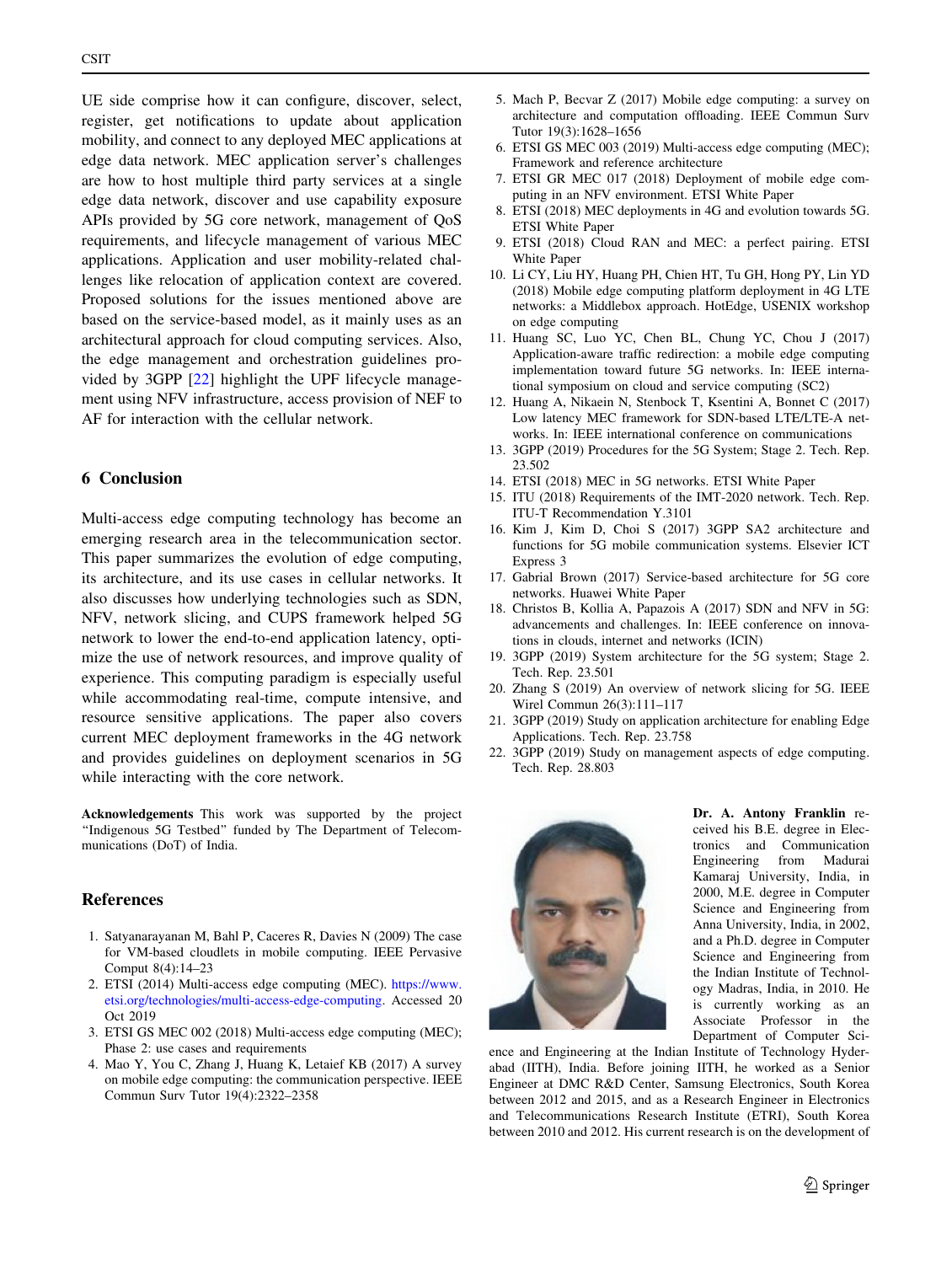UE side comprise how it can configure, discover, select, register, get notifications to update about application mobility, and connect to any deployed MEC applications at edge data network. MEC application server's challenges are how to host multiple third party services at a single edge data network, discover and use capability exposure APIs provided by 5G core network, management of QoS requirements, and lifecycle management of various MEC applications. Application and user mobility-related challenges like relocation of application context are covered. Proposed solutions for the issues mentioned above are based on the service-based model, as it mainly uses as an architectural approach for cloud computing services. Also, the edge management and orchestration guidelines provided by 3GPP [22] highlight the UPF lifecycle management using NFV infrastructure, access provision of NEF to AF for interaction with the cellular network.

## 6 Conclusion

Multi-access edge computing technology has become an emerging research area in the telecommunication sector. This paper summarizes the evolution of edge computing, its architecture, and its use cases in cellular networks. It also discusses how underlying technologies such as SDN, NFV, network slicing, and CUPS framework helped 5G network to lower the end-to-end application latency, optimize the use of network resources, and improve quality of experience. This computing paradigm is especially useful while accommodating real-time, compute intensive, and resource sensitive applications. The paper also covers current MEC deployment frameworks in the 4G network and provides guidelines on deployment scenarios in 5G while interacting with the core network.

**Acknowledgements** This work was supported by the project "Indigenous 5G Testbed" funded by The Department of Telecommunications (DoT) of India.

## References

1. Satyanarayanan M, Bahl P, Caceres R, Davies N (2009) The case for VM-based cloudlets in mobile computing. IEEE Pervasive Comput 8(4):14–23
2. ETSI (2014) Multi-access edge computing (MEC). https://www.etsi.org/technologies/multi-access-edge-computing. Accessed 20 Oct 2019
3. ETSI GS MEC 002 (2018) Multi-access edge computing (MEC); Phase 2: use cases and requirements
4. Mao Y, You C, Zhang J, Huang K, Letaief KB (2017) A survey on mobile edge computing: the communication perspective. IEEE Commun Surv Tutor 19(4):2322–2358
5. Mach P, Becvar Z (2017) Mobile edge computing: a survey on architecture and computation offloading. IEEE Commun Surv Tutor 19(3):1628–1656
6. ETSI GS MEC 003 (2019) Multi-access edge computing (MEC); Framework and reference architecture
7. ETSI GR MEC 017 (2018) Deployment of mobile edge computing in an NFV environment. ETSI White Paper
8. ETSI (2018) MEC deployments in 4G and evolution towards 5G. ETSI White Paper
9. ETSI (2018) Cloud RAN and MEC: a perfect pairing. ETSI White Paper
10. Li CY, Liu HY, Huang PH, Chien HT, Tu GH, Hong PY, Lin YD (2018) Mobile edge computing platform deployment in 4G LTE networks: a Middlebox approach. HotEdge, USENIX workshop on edge computing
11. Huang SC, Luo YC, Chen BL, Chung YC, Chou J (2017) Application-aware traffic redirection: a mobile edge computing implementation toward future 5G networks. In: IEEE international symposium on cloud and service computing (SC2)
12. Huang A, Nikaein N, Stenbock T, Ksentini A, Bonnet C (2017) Low latency MEC framework for SDN-based LTE/LTE-A networks. In: IEEE international conference on communications
13. 3GPP (2019) Procedures for the 5G System; Stage 2. Tech. Rep. 23.502
14. ETSI (2018) MEC in 5G networks. ETSI White Paper
15. ITU (2018) Requirements of the IMT-2020 network. Tech. Rep. ITU-T Recommendation Y.3101
16. Kim J, Kim D, Choi S (2017) 3GPP SA2 architecture and functions for 5G mobile communication systems. Elsevier ICT Express 3
17. Gabrial Brown (2017) Service-based architecture for 5G core networks. Huawei White Paper
18. Christos B, Kollia A, Papazois A (2017) SDN and NFV in 5G: advancements and challenges. In: IEEE conference on innovations in clouds, internet and networks (ICIN)
19. 3GPP (2019) System architecture for the 5G system; Stage 2. Tech. Rep. 23.501
20. Zhang S (2019) An overview of network slicing for 5G. IEEE Wirel Commun 26(3):111–117
21. 3GPP (2019) Study on application architecture for enabling Edge Applications. Tech. Rep. 23.758
22. 3GPP (2019) Study on management aspects of edge computing. Tech. Rep. 28.803

**Dr. A. Antony Franklin** received his B.E. degree in Electronics and Communication Engineering from Madurai Kamaraj University, India, in 2000, M.E. degree in Computer Science and Engineering from Anna University, India, in 2002, and a Ph.D. degree in Computer Science and Engineering from the Indian Institute of Technology Madras, India, in 2010. He is currently working as an Associate Professor in the Department of Computer Science and Engineering at the Indian Institute of Technology Hyderabad (IITH), India. Before joining IITH, he worked as a Senior Engineer at DMC R&D Center, Samsung Electronics, South Korea between 2012 and 2015, and as a Research Engineer in Electronics and Telecommunications Research Institute (ETRI), South Korea between 2010 and 2012. His current research is on the development of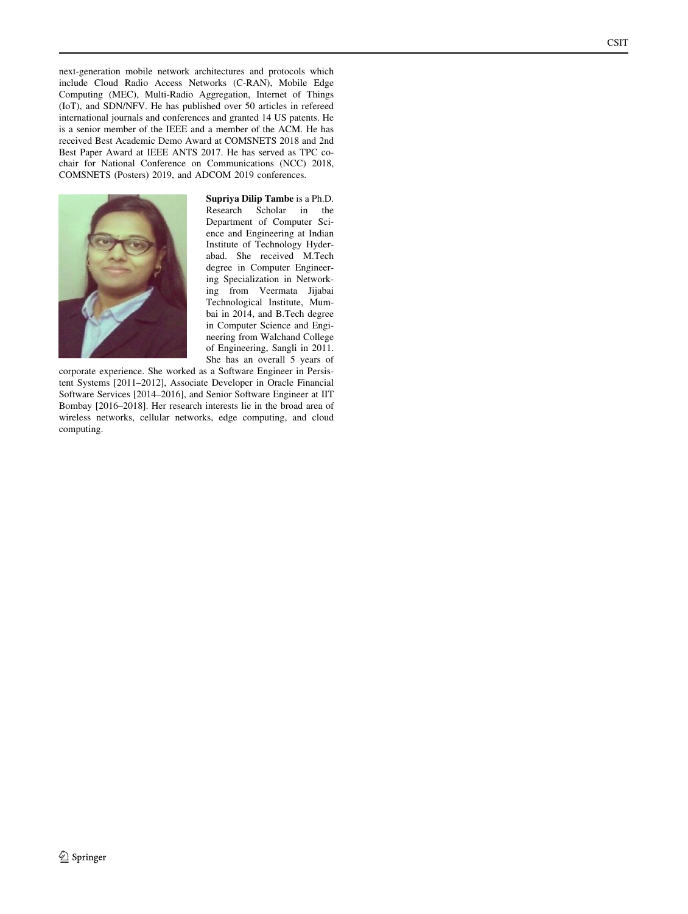next-generation mobile network architectures and protocols which include Cloud Radio Access Networks (C-RAN), Mobile Edge Computing (MEC), Multi-Radio Aggregation, Internet of Things (IoT), and SDN/NFV. He has published over 50 articles in refereed international journals and conferences and granted 14 US patents. He is a senior member of the IEEE and a member of the ACM. He has received Best Academic Demo Award at COMSNETS 2018 and 2nd Best Paper Award at IEEE ANTS 2017. He has served as TPC co-chair for National Conference on Communications (NCC) 2018, COMSNETS (Posters) 2019, and ADCOM 2019 conferences.

**Supriya Dilip Tambe** is a Ph.D. Research Scholar in the Department of Computer Science and Engineering at Indian Institute of Technology Hyderabad. She received M.Tech degree in Computer Engineering Specialization in Networking from Veermata Jijabai Technological Institute, Mumbai in 2014, and B.Tech degree in Computer Science and Engineering from Walchand College of Engineering, Sangli in 2011. She has an overall 5 years of corporate experience. She worked as a Software Engineer in Persistent Systems [2011–2012], Associate Developer in Oracle Financial Software Services [2014–2016], and Senior Software Engineer at IIT Bombay [2016–2018]. Her research interests lie in the broad area of wireless networks, cellular networks, edge computing, and cloud computing.